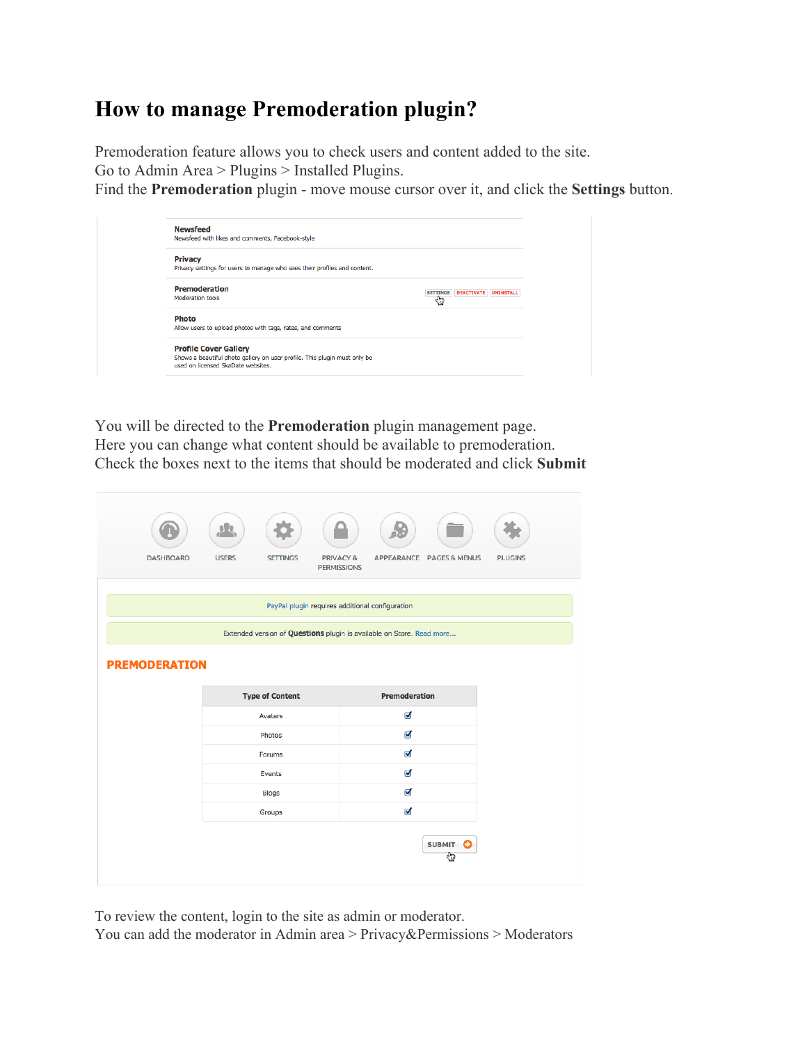# How to manage Premoderation plugin?

Premoderation feature allows you to check users and content added to the site.
Go to Admin Area > Plugins > Installed Plugins.
Find the **Premoderation** plugin - move mouse cursor over it, and click the **Settings** button.

**Newsfeed**
Newsfeed with likes and comments, Facebook-style

**Privacy**
Privacy settings for users to manage who sees their profiles and content.

**Premoderation** SETTINGS DEACTIVATE UNINSTALL
Moderation tools

**Photo**
Allow users to upload photos with tags, rates, and comments

**Profile Cover Gallery**
Shows a beautiful photo gallery on user profile. This plugin must only be used on licensed SkaDate websites.

You will be directed to the **Premoderation** plugin management page.
Here you can change what content should be available to premoderation.
Check the boxes next to the items that should be moderated and click **Submit**

DASHBOARD USERS SETTINGS PRIVACY & PERMISSIONS APPEARANCE PAGES & MENUS PLUGINS

PayPal plugin requires additional configuration

Extended version of **Questions** plugin is available on Store. Read more...

**PREMODERATION**

| Type of Content | Premoderation |
|---|---|
| Avatars | ☑ |
| Photos | ☑ |
| Forums | ☑ |
| Events | ☑ |
| Blogs | ☑ |
| Groups | ☑ |

SUBMIT

To review the content, login to the site as admin or moderator.
You can add the moderator in Admin area > Privacy&Permissions > Moderators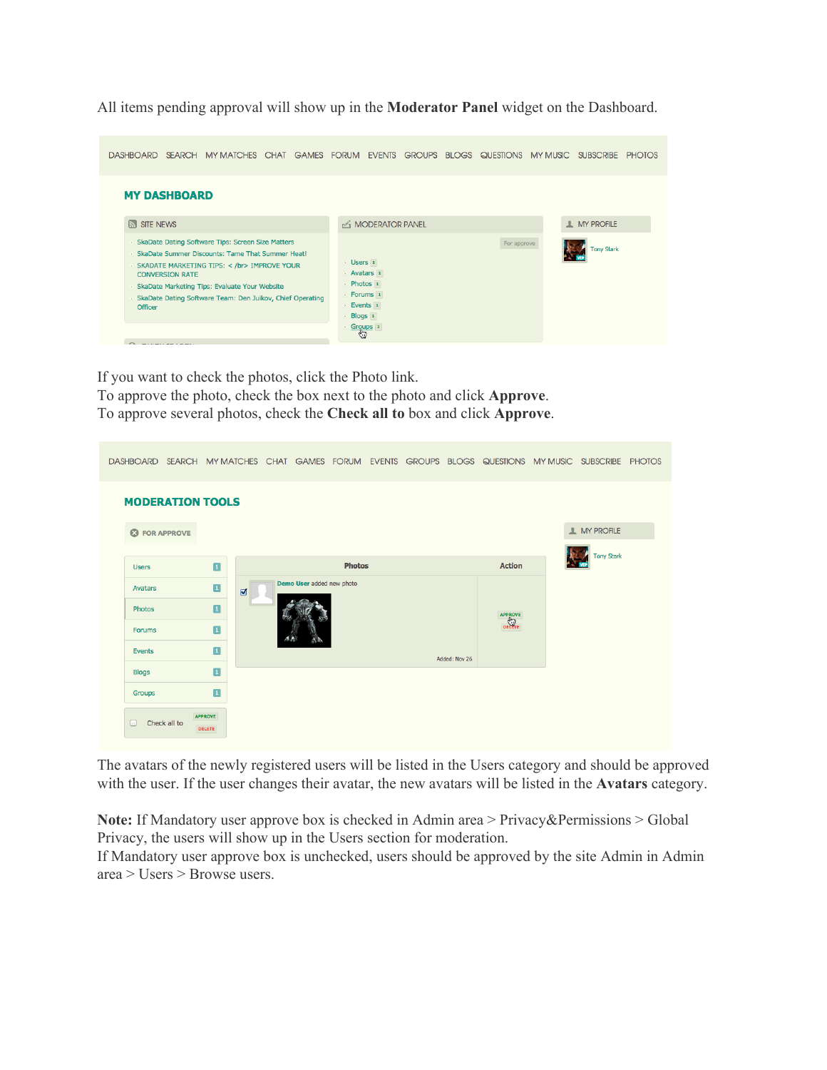All items pending approval will show up in the **Moderator Panel** widget on the Dashboard.

If you want to check the photos, click the Photo link.
To approve the photo, check the box next to the photo and click **Approve**.
To approve several photos, check the **Check all to** box and click **Approve**.

The avatars of the newly registered users will be listed in the Users category and should be approved with the user. If the user changes their avatar, the new avatars will be listed in the **Avatars** category.

**Note:** If Mandatory user approve box is checked in Admin area > Privacy&Permissions > Global Privacy, the users will show up in the Users section for moderation.
If Mandatory user approve box is unchecked, users should be approved by the site Admin in Admin area > Users > Browse users.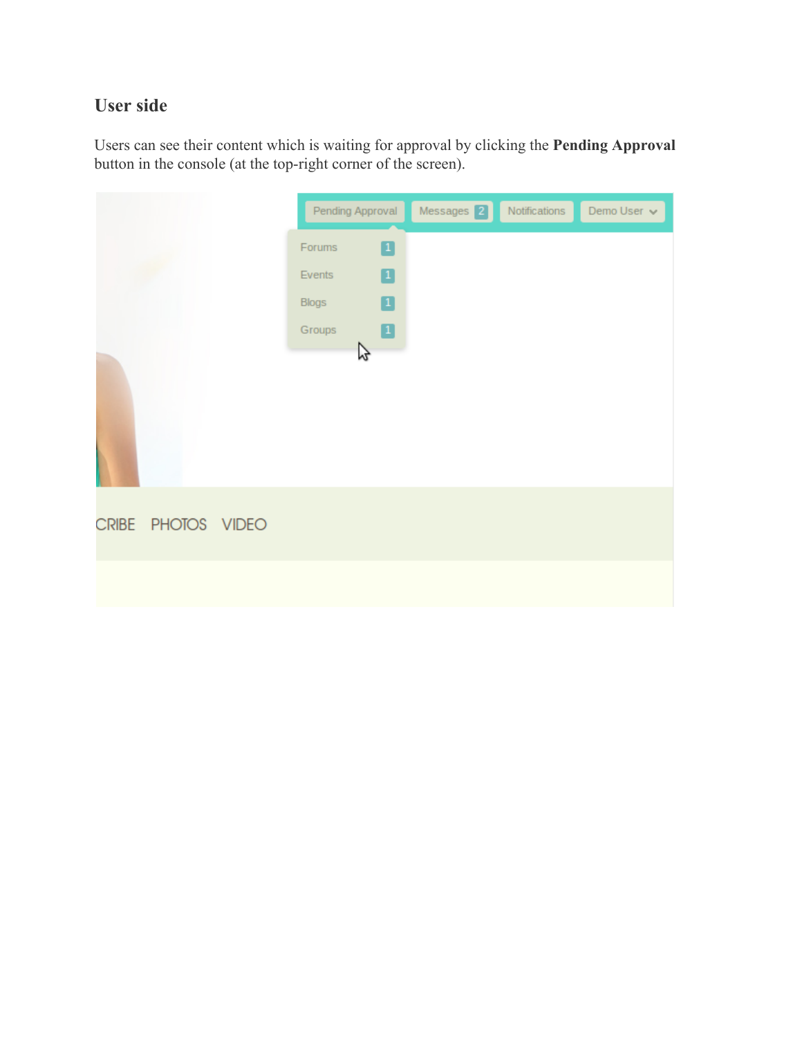### User side

Users can see their content which is waiting for approval by clicking the **Pending Approval** button in the console (at the top-right corner of the screen).